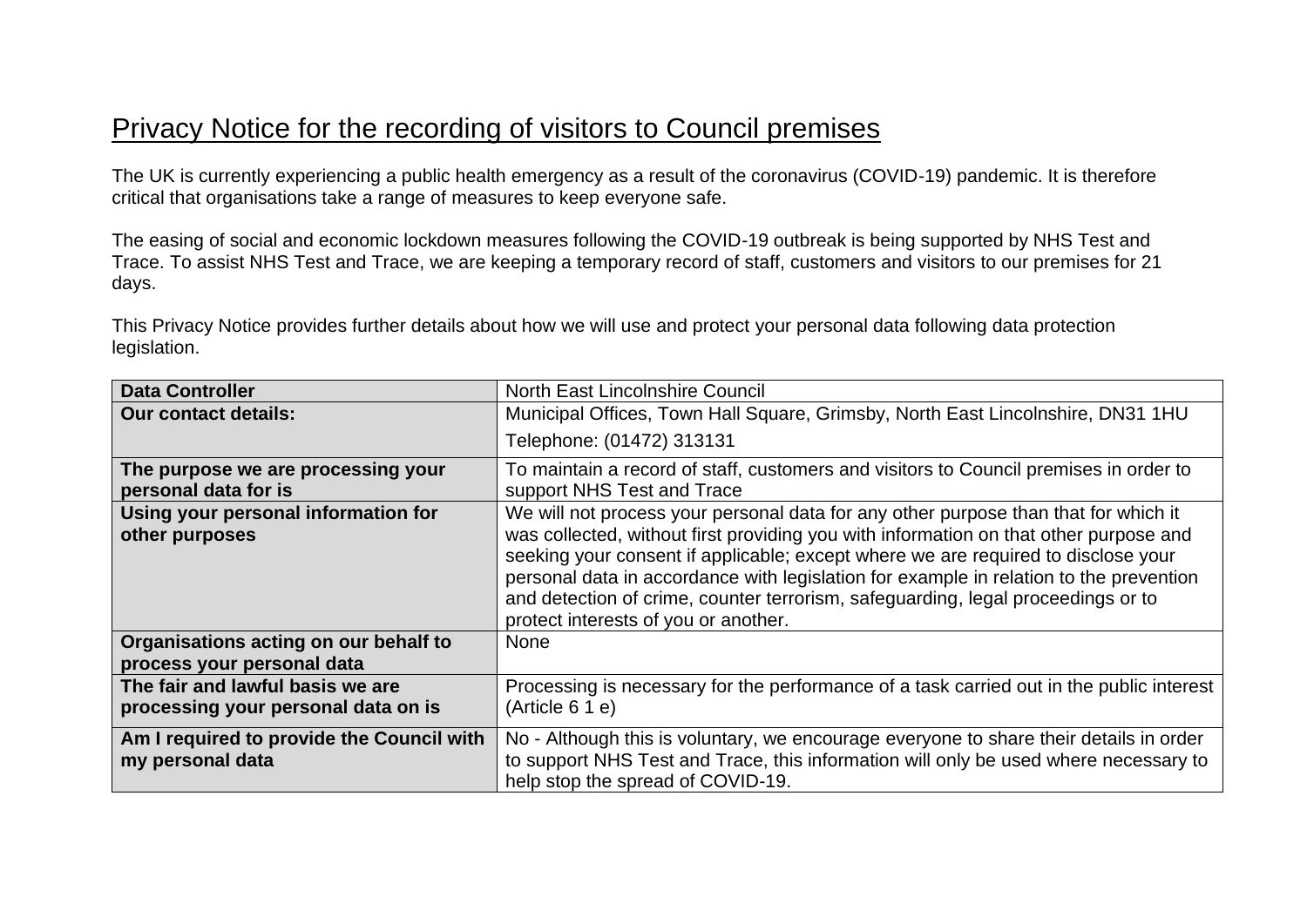# Privacy Notice for the recording of visitors to Council premises

The UK is currently experiencing a public health emergency as a result of the coronavirus (COVID-19) pandemic. It is therefore critical that organisations take a range of measures to keep everyone safe.

The easing of social and economic lockdown measures following the COVID-19 outbreak is being supported by NHS Test and Trace. To assist NHS Test and Trace, we are keeping a temporary record of staff, customers and visitors to our premises for 21 days.

This Privacy Notice provides further details about how we will use and protect your personal data following data protection legislation.

| **Data Controller** | North East Lincolnshire Council |
|---|---|
| **Our contact details:** | Municipal Offices, Town Hall Square, Grimsby, North East Lincolnshire, DN31 1HU<br>Telephone: (01472) 313131 |
| **The purpose we are processing your personal data for is** | To maintain a record of staff, customers and visitors to Council premises in order to support NHS Test and Trace |
| **Using your personal information for other purposes** | We will not process your personal data for any other purpose than that for which it was collected, without first providing you with information on that other purpose and seeking your consent if applicable; except where we are required to disclose your personal data in accordance with legislation for example in relation to the prevention and detection of crime, counter terrorism, safeguarding, legal proceedings or to protect interests of you or another. |
| **Organisations acting on our behalf to process your personal data** | None |
| **The fair and lawful basis we are processing your personal data on is** | Processing is necessary for the performance of a task carried out in the public interest (Article 6 1 e) |
| **Am I required to provide the Council with my personal data** | No - Although this is voluntary, we encourage everyone to share their details in order to support NHS Test and Trace, this information will only be used where necessary to help stop the spread of COVID-19. |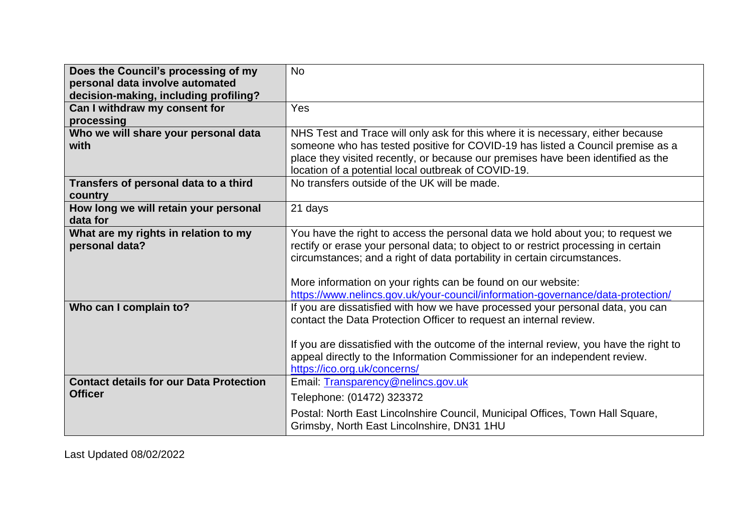| | |
|---|---|
| **Does the Council's processing of my personal data involve automated decision-making, including profiling?** | No |
| **Can I withdraw my consent for processing** | Yes |
| **Who we will share your personal data with** | NHS Test and Trace will only ask for this where it is necessary, either because someone who has tested positive for COVID-19 has listed a Council premise as a place they visited recently, or because our premises have been identified as the location of a potential local outbreak of COVID-19. |
| **Transfers of personal data to a third country** | No transfers outside of the UK will be made. |
| **How long we will retain your personal data for** | 21 days |
| **What are my rights in relation to my personal data?** | You have the right to access the personal data we hold about you; to request we rectify or erase your personal data; to object to or restrict processing in certain circumstances; and a right of data portability in certain circumstances.<br><br>More information on your rights can be found on our website: https://www.nelincs.gov.uk/your-council/information-governance/data-protection/ |
| **Who can I complain to?** | If you are dissatisfied with how we have processed your personal data, you can contact the Data Protection Officer to request an internal review.<br><br>If you are dissatisfied with the outcome of the internal review, you have the right to appeal directly to the Information Commissioner for an independent review. https://ico.org.uk/concerns/ |
| **Contact details for our Data Protection Officer** | Email: Transparency@nelincs.gov.uk<br>Telephone: (01472) 323372<br>Postal: North East Lincolnshire Council, Municipal Offices, Town Hall Square, Grimsby, North East Lincolnshire, DN31 1HU |

Last Updated 08/02/2022